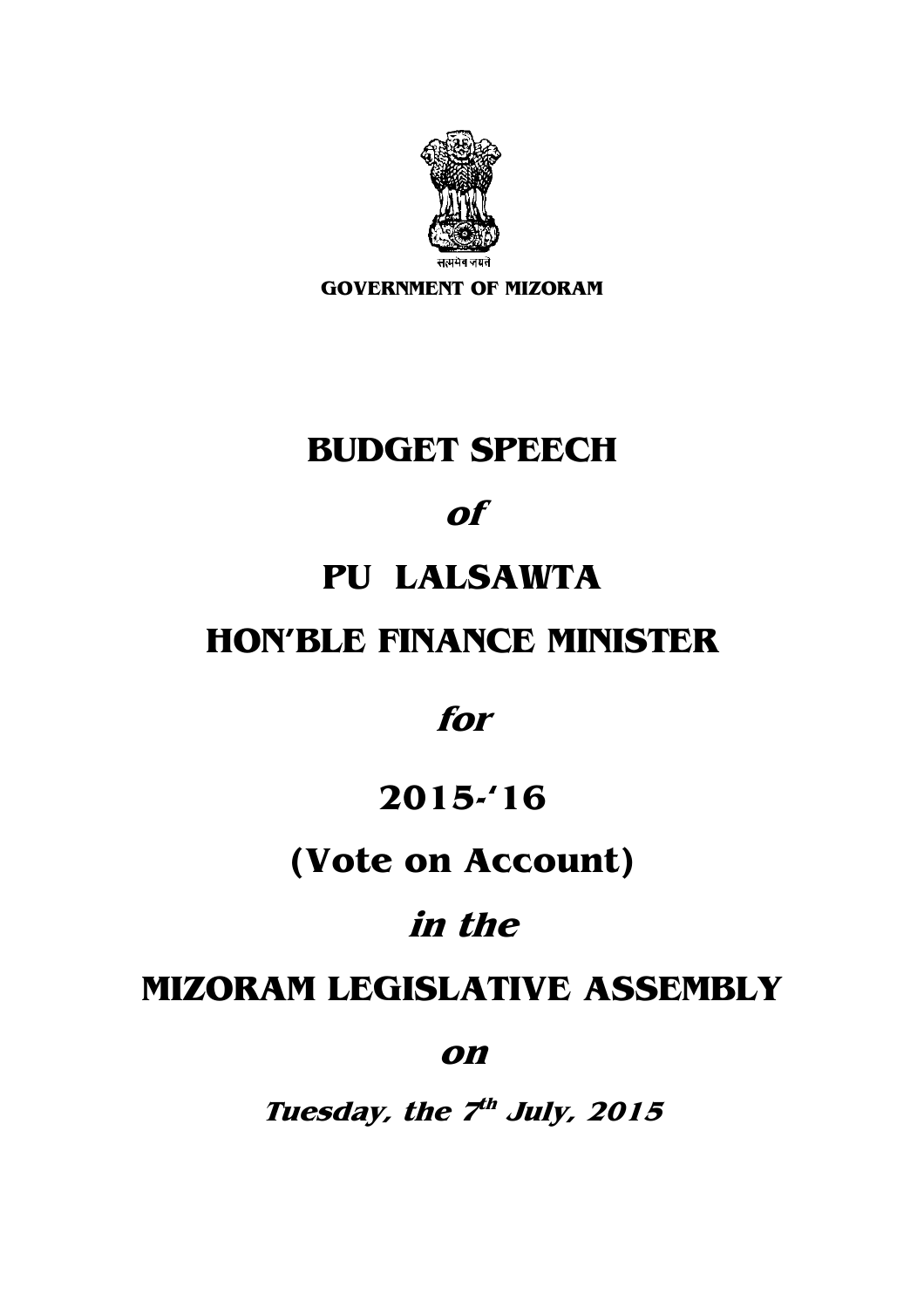सत्यमेव जयते

**GOVERNMENT OF MIZORAM**

# BUDGET SPEECH

***of***

# PU LALSAWTA

# HON'BLE FINANCE MINISTER

***for***

# 2015-'16

# (Vote on Account)

***in the***

# MIZORAM LEGISLATIVE ASSEMBLY

***on***

***Tuesday, the 7th July, 2015***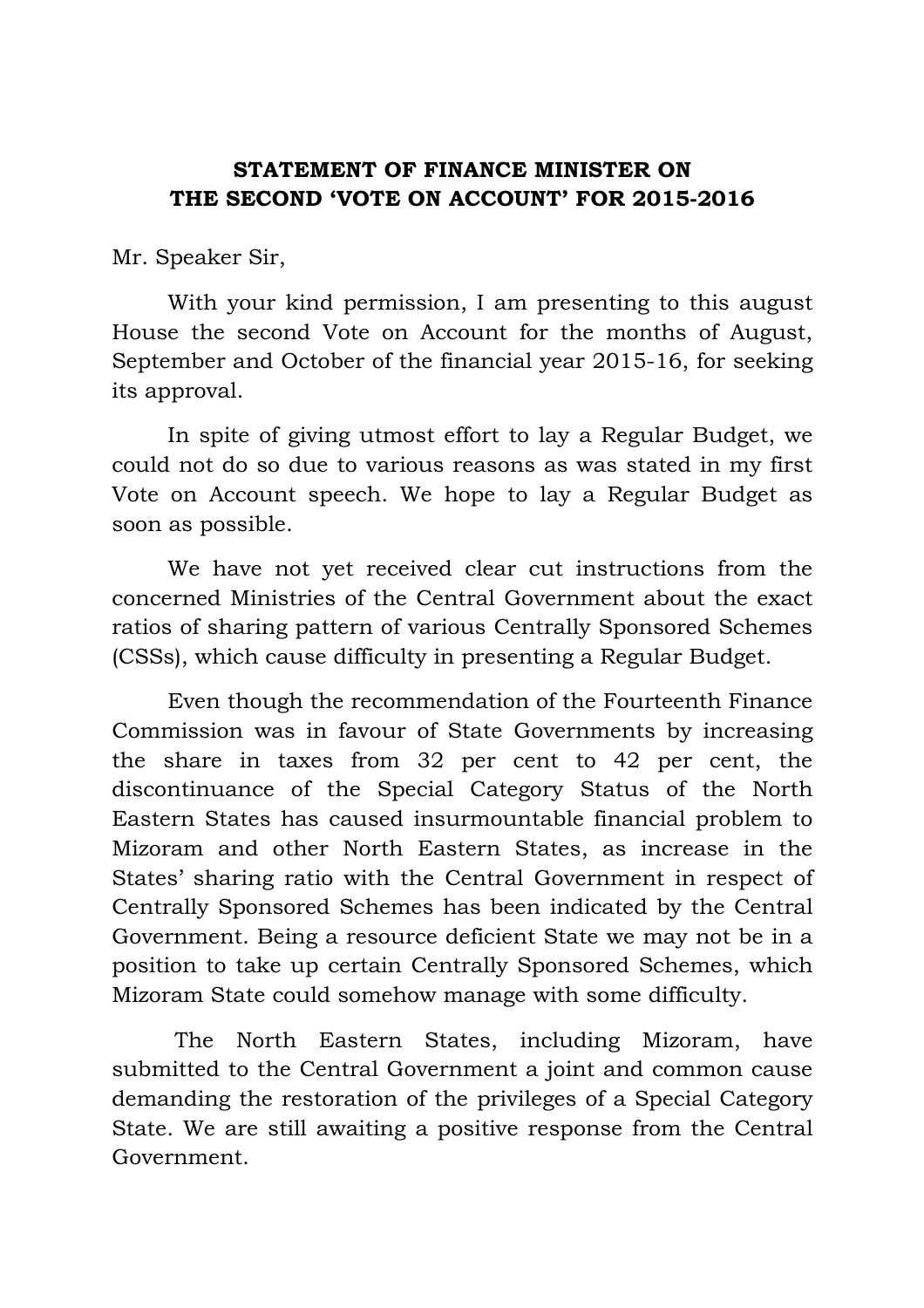**STATEMENT OF FINANCE MINISTER ON THE SECOND 'VOTE ON ACCOUNT' FOR 2015-2016**

Mr. Speaker Sir,

With your kind permission, I am presenting to this august House the second Vote on Account for the months of August, September and October of the financial year 2015-16, for seeking its approval.

In spite of giving utmost effort to lay a Regular Budget, we could not do so due to various reasons as was stated in my first Vote on Account speech. We hope to lay a Regular Budget as soon as possible.

We have not yet received clear cut instructions from the concerned Ministries of the Central Government about the exact ratios of sharing pattern of various Centrally Sponsored Schemes (CSSs), which cause difficulty in presenting a Regular Budget.

Even though the recommendation of the Fourteenth Finance Commission was in favour of State Governments by increasing the share in taxes from 32 per cent to 42 per cent, the discontinuance of the Special Category Status of the North Eastern States has caused insurmountable financial problem to Mizoram and other North Eastern States, as increase in the States' sharing ratio with the Central Government in respect of Centrally Sponsored Schemes has been indicated by the Central Government. Being a resource deficient State we may not be in a position to take up certain Centrally Sponsored Schemes, which Mizoram State could somehow manage with some difficulty.

The North Eastern States, including Mizoram, have submitted to the Central Government a joint and common cause demanding the restoration of the privileges of a Special Category State. We are still awaiting a positive response from the Central Government.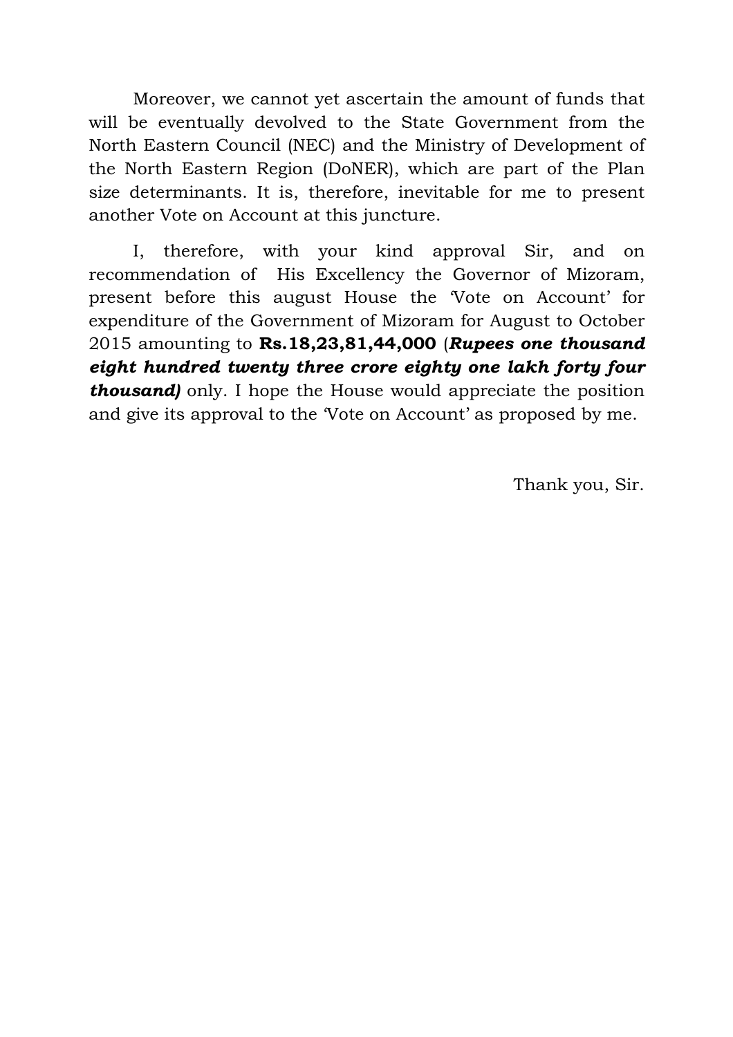Moreover, we cannot yet ascertain the amount of funds that will be eventually devolved to the State Government from the North Eastern Council (NEC) and the Ministry of Development of the North Eastern Region (DoNER), which are part of the Plan size determinants. It is, therefore, inevitable for me to present another Vote on Account at this juncture.

I, therefore, with your kind approval Sir, and on recommendation of His Excellency the Governor of Mizoram, present before this august House the 'Vote on Account' for expenditure of the Government of Mizoram for August to October 2015 amounting to **Rs.18,23,81,44,000** (***Rupees one thousand eight hundred twenty three crore eighty one lakh forty four thousand)*** only. I hope the House would appreciate the position and give its approval to the 'Vote on Account' as proposed by me.

Thank you, Sir.